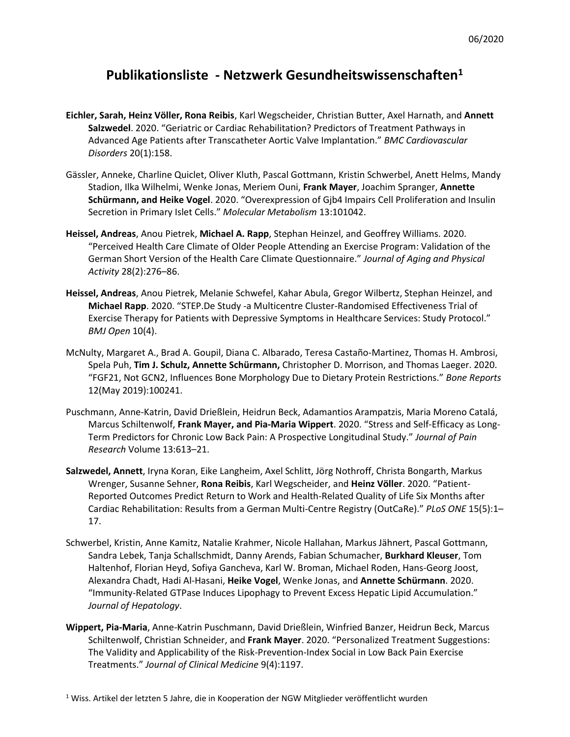# Publikationsliste - Netzwerk Gesundheitswissenschaften[1]

**Eichler, Sarah, Heinz Völler, Rona Reibis**, Karl Wegscheider, Christian Butter, Axel Harnath, and **Annett Salzwedel**. 2020. "Geriatric or Cardiac Rehabilitation? Predictors of Treatment Pathways in Advanced Age Patients after Transcatheter Aortic Valve Implantation." *BMC Cardiovascular Disorders* 20(1):158.

Gässler, Anneke, Charline Quiclet, Oliver Kluth, Pascal Gottmann, Kristin Schwerbel, Anett Helms, Mandy Stadion, Ilka Wilhelmi, Wenke Jonas, Meriem Ouni, **Frank Mayer**, Joachim Spranger, **Annette Schürmann, and Heike Vogel**. 2020. "Overexpression of Gjb4 Impairs Cell Proliferation and Insulin Secretion in Primary Islet Cells." *Molecular Metabolism* 13:101042.

**Heissel, Andreas**, Anou Pietrek, **Michael A. Rapp**, Stephan Heinzel, and Geoffrey Williams. 2020. "Perceived Health Care Climate of Older People Attending an Exercise Program: Validation of the German Short Version of the Health Care Climate Questionnaire." *Journal of Aging and Physical Activity* 28(2):276–86.

**Heissel, Andreas**, Anou Pietrek, Melanie Schwefel, Kahar Abula, Gregor Wilbertz, Stephan Heinzel, and **Michael Rapp**. 2020. "STEP.De Study -a Multicentre Cluster-Randomised Effectiveness Trial of Exercise Therapy for Patients with Depressive Symptoms in Healthcare Services: Study Protocol." *BMJ Open* 10(4).

McNulty, Margaret A., Brad A. Goupil, Diana C. Albarado, Teresa Castaño-Martinez, Thomas H. Ambrosi, Spela Puh, **Tim J. Schulz, Annette Schürmann,** Christopher D. Morrison, and Thomas Laeger. 2020. "FGF21, Not GCN2, Influences Bone Morphology Due to Dietary Protein Restrictions." *Bone Reports* 12(May 2019):100241.

Puschmann, Anne-Katrin, David Drießlein, Heidrun Beck, Adamantios Arampatzis, Maria Moreno Catalá, Marcus Schiltenwolf, **Frank Mayer, and Pia-Maria Wippert**. 2020. "Stress and Self-Efficacy as Long-Term Predictors for Chronic Low Back Pain: A Prospective Longitudinal Study." *Journal of Pain Research* Volume 13:613–21.

**Salzwedel, Annett**, Iryna Koran, Eike Langheim, Axel Schlitt, Jörg Nothroff, Christa Bongarth, Markus Wrenger, Susanne Sehner, **Rona Reibis**, Karl Wegscheider, and **Heinz Völler**. 2020. "Patient-Reported Outcomes Predict Return to Work and Health-Related Quality of Life Six Months after Cardiac Rehabilitation: Results from a German Multi-Centre Registry (OutCaRe)." *PLoS ONE* 15(5):1–17.

Schwerbel, Kristin, Anne Kamitz, Natalie Krahmer, Nicole Hallahan, Markus Jähnert, Pascal Gottmann, Sandra Lebek, Tanja Schallschmidt, Danny Arends, Fabian Schumacher, **Burkhard Kleuser**, Tom Haltenhof, Florian Heyd, Sofiya Gancheva, Karl W. Broman, Michael Roden, Hans-Georg Joost, Alexandra Chadt, Hadi Al-Hasani, **Heike Vogel**, Wenke Jonas, and **Annette Schürmann**. 2020. "Immunity-Related GTPase Induces Lipophagy to Prevent Excess Hepatic Lipid Accumulation." *Journal of Hepatology*.

**Wippert, Pia-Maria**, Anne-Katrin Puschmann, David Drießlein, Winfried Banzer, Heidrun Beck, Marcus Schiltenwolf, Christian Schneider, and **Frank Mayer**. 2020. "Personalized Treatment Suggestions: The Validity and Applicability of the Risk-Prevention-Index Social in Low Back Pain Exercise Treatments." *Journal of Clinical Medicine* 9(4):1197.

[1] Wiss. Artikel der letzten 5 Jahre, die in Kooperation der NGW Mitglieder veröffentlicht wurden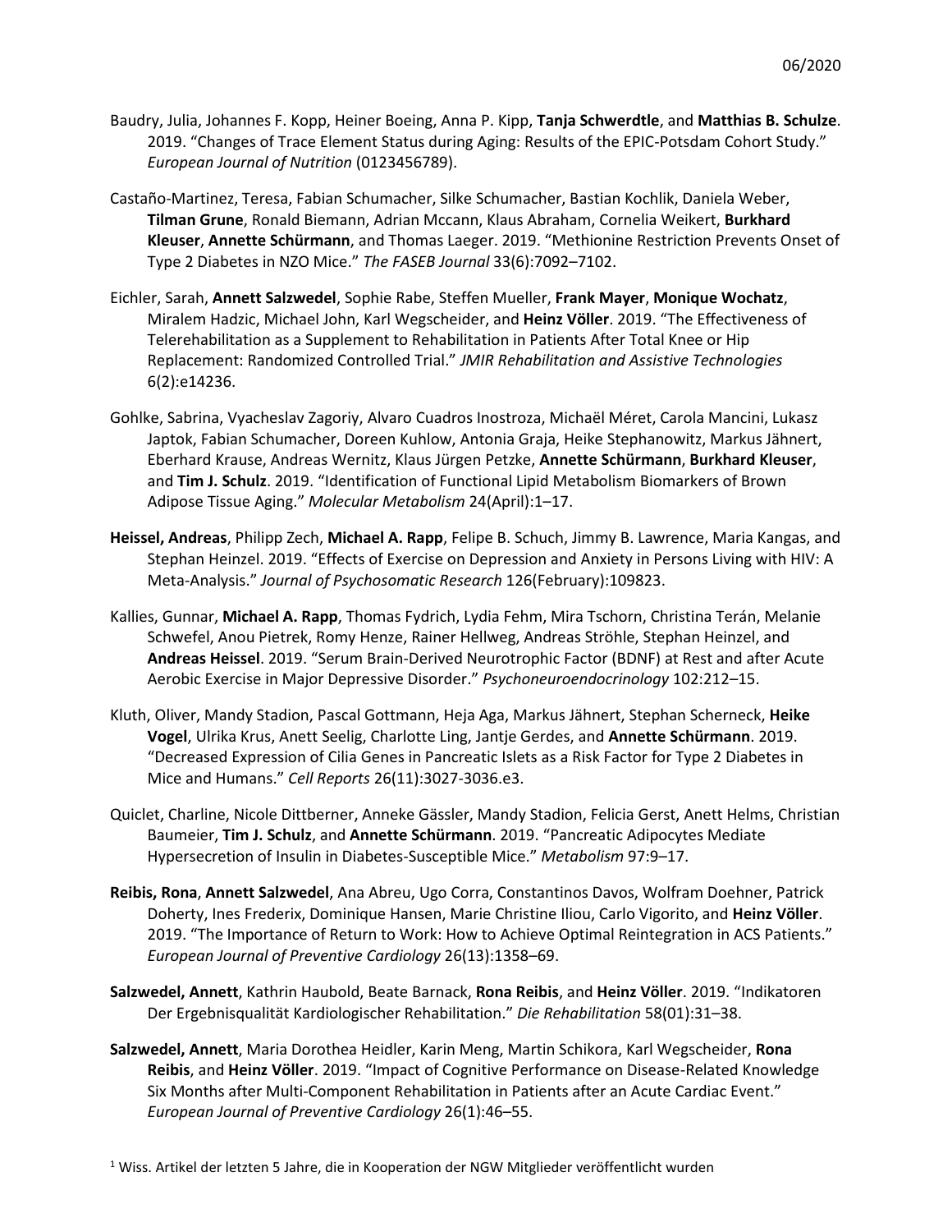Baudry, Julia, Johannes F. Kopp, Heiner Boeing, Anna P. Kipp, **Tanja Schwerdtle**, and **Matthias B. Schulze**. 2019. "Changes of Trace Element Status during Aging: Results of the EPIC-Potsdam Cohort Study." *European Journal of Nutrition* (0123456789).

Castaño-Martinez, Teresa, Fabian Schumacher, Silke Schumacher, Bastian Kochlik, Daniela Weber, **Tilman Grune**, Ronald Biemann, Adrian Mccann, Klaus Abraham, Cornelia Weikert, **Burkhard Kleuser**, **Annette Schürmann**, and Thomas Laeger. 2019. "Methionine Restriction Prevents Onset of Type 2 Diabetes in NZO Mice." *The FASEB Journal* 33(6):7092–7102.

Eichler, Sarah, **Annett Salzwedel**, Sophie Rabe, Steffen Mueller, **Frank Mayer**, **Monique Wochatz**, Miralem Hadzic, Michael John, Karl Wegscheider, and **Heinz Völler**. 2019. "The Effectiveness of Telerehabilitation as a Supplement to Rehabilitation in Patients After Total Knee or Hip Replacement: Randomized Controlled Trial." *JMIR Rehabilitation and Assistive Technologies* 6(2):e14236.

Gohlke, Sabrina, Vyacheslav Zagoriy, Alvaro Cuadros Inostroza, Michaël Méret, Carola Mancini, Lukasz Japtok, Fabian Schumacher, Doreen Kuhlow, Antonia Graja, Heike Stephanowitz, Markus Jähnert, Eberhard Krause, Andreas Wernitz, Klaus Jürgen Petzke, **Annette Schürmann**, **Burkhard Kleuser**, and **Tim J. Schulz**. 2019. "Identification of Functional Lipid Metabolism Biomarkers of Brown Adipose Tissue Aging." *Molecular Metabolism* 24(April):1–17.

**Heissel, Andreas**, Philipp Zech, **Michael A. Rapp**, Felipe B. Schuch, Jimmy B. Lawrence, Maria Kangas, and Stephan Heinzel. 2019. "Effects of Exercise on Depression and Anxiety in Persons Living with HIV: A Meta-Analysis." *Journal of Psychosomatic Research* 126(February):109823.

Kallies, Gunnar, **Michael A. Rapp**, Thomas Fydrich, Lydia Fehm, Mira Tschorn, Christina Terán, Melanie Schwefel, Anou Pietrek, Romy Henze, Rainer Hellweg, Andreas Ströhle, Stephan Heinzel, and **Andreas Heissel**. 2019. "Serum Brain-Derived Neurotrophic Factor (BDNF) at Rest and after Acute Aerobic Exercise in Major Depressive Disorder." *Psychoneuroendocrinology* 102:212–15.

Kluth, Oliver, Mandy Stadion, Pascal Gottmann, Heja Aga, Markus Jähnert, Stephan Scherneck, **Heike Vogel**, Ulrika Krus, Anett Seelig, Charlotte Ling, Jantje Gerdes, and **Annette Schürmann**. 2019. "Decreased Expression of Cilia Genes in Pancreatic Islets as a Risk Factor for Type 2 Diabetes in Mice and Humans." *Cell Reports* 26(11):3027-3036.e3.

Quiclet, Charline, Nicole Dittberner, Anneke Gässler, Mandy Stadion, Felicia Gerst, Anett Helms, Christian Baumeier, **Tim J. Schulz**, and **Annette Schürmann**. 2019. "Pancreatic Adipocytes Mediate Hypersecretion of Insulin in Diabetes-Susceptible Mice." *Metabolism* 97:9–17.

**Reibis, Rona**, **Annett Salzwedel**, Ana Abreu, Ugo Corra, Constantinos Davos, Wolfram Doehner, Patrick Doherty, Ines Frederix, Dominique Hansen, Marie Christine Iliou, Carlo Vigorito, and **Heinz Völler**. 2019. "The Importance of Return to Work: How to Achieve Optimal Reintegration in ACS Patients." *European Journal of Preventive Cardiology* 26(13):1358–69.

**Salzwedel, Annett**, Kathrin Haubold, Beate Barnack, **Rona Reibis**, and **Heinz Völler**. 2019. "Indikatoren Der Ergebnisqualität Kardiologischer Rehabilitation." *Die Rehabilitation* 58(01):31–38.

**Salzwedel, Annett**, Maria Dorothea Heidler, Karin Meng, Martin Schikora, Karl Wegscheider, **Rona Reibis**, and **Heinz Völler**. 2019. "Impact of Cognitive Performance on Disease-Related Knowledge Six Months after Multi-Component Rehabilitation in Patients after an Acute Cardiac Event." *European Journal of Preventive Cardiology* 26(1):46–55.

[1] Wiss. Artikel der letzten 5 Jahre, die in Kooperation der NGW Mitglieder veröffentlicht wurden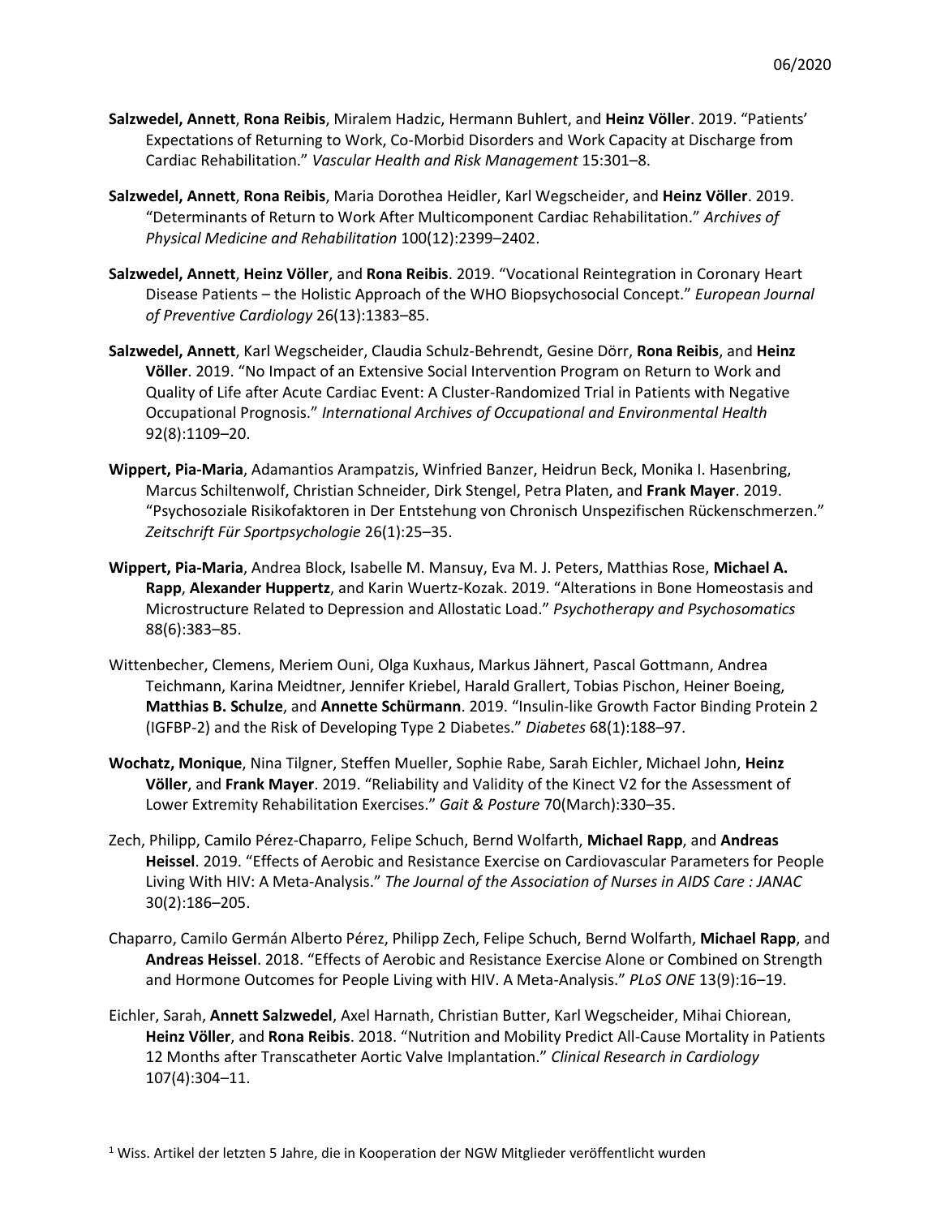**Salzwedel, Annett**, **Rona Reibis**, Miralem Hadzic, Hermann Buhlert, and **Heinz Völler**. 2019. "Patients' Expectations of Returning to Work, Co-Morbid Disorders and Work Capacity at Discharge from Cardiac Rehabilitation." *Vascular Health and Risk Management* 15:301–8.

**Salzwedel, Annett**, **Rona Reibis**, Maria Dorothea Heidler, Karl Wegscheider, and **Heinz Völler**. 2019. "Determinants of Return to Work After Multicomponent Cardiac Rehabilitation." *Archives of Physical Medicine and Rehabilitation* 100(12):2399–2402.

**Salzwedel, Annett**, **Heinz Völler**, and **Rona Reibis**. 2019. "Vocational Reintegration in Coronary Heart Disease Patients – the Holistic Approach of the WHO Biopsychosocial Concept." *European Journal of Preventive Cardiology* 26(13):1383–85.

**Salzwedel, Annett**, Karl Wegscheider, Claudia Schulz-Behrendt, Gesine Dörr, **Rona Reibis**, and **Heinz Völler**. 2019. "No Impact of an Extensive Social Intervention Program on Return to Work and Quality of Life after Acute Cardiac Event: A Cluster-Randomized Trial in Patients with Negative Occupational Prognosis." *International Archives of Occupational and Environmental Health* 92(8):1109–20.

**Wippert, Pia-Maria**, Adamantios Arampatzis, Winfried Banzer, Heidrun Beck, Monika I. Hasenbring, Marcus Schiltenwolf, Christian Schneider, Dirk Stengel, Petra Platen, and **Frank Mayer**. 2019. "Psychosoziale Risikofaktoren in Der Entstehung von Chronisch Unspezifischen Rückenschmerzen." *Zeitschrift Für Sportpsychologie* 26(1):25–35.

**Wippert, Pia-Maria**, Andrea Block, Isabelle M. Mansuy, Eva M. J. Peters, Matthias Rose, **Michael A. Rapp**, **Alexander Huppertz**, and Karin Wuertz-Kozak. 2019. "Alterations in Bone Homeostasis and Microstructure Related to Depression and Allostatic Load." *Psychotherapy and Psychosomatics* 88(6):383–85.

Wittenbecher, Clemens, Meriem Ouni, Olga Kuxhaus, Markus Jähnert, Pascal Gottmann, Andrea Teichmann, Karina Meidtner, Jennifer Kriebel, Harald Grallert, Tobias Pischon, Heiner Boeing, **Matthias B. Schulze**, and **Annette Schürmann**. 2019. "Insulin-like Growth Factor Binding Protein 2 (IGFBP-2) and the Risk of Developing Type 2 Diabetes." *Diabetes* 68(1):188–97.

**Wochatz, Monique**, Nina Tilgner, Steffen Mueller, Sophie Rabe, Sarah Eichler, Michael John, **Heinz Völler**, and **Frank Mayer**. 2019. "Reliability and Validity of the Kinect V2 for the Assessment of Lower Extremity Rehabilitation Exercises." *Gait & Posture* 70(March):330–35.

Zech, Philipp, Camilo Pérez-Chaparro, Felipe Schuch, Bernd Wolfarth, **Michael Rapp**, and **Andreas Heissel**. 2019. "Effects of Aerobic and Resistance Exercise on Cardiovascular Parameters for People Living With HIV: A Meta-Analysis." *The Journal of the Association of Nurses in AIDS Care : JANAC* 30(2):186–205.

Chaparro, Camilo Germán Alberto Pérez, Philipp Zech, Felipe Schuch, Bernd Wolfarth, **Michael Rapp**, and **Andreas Heissel**. 2018. "Effects of Aerobic and Resistance Exercise Alone or Combined on Strength and Hormone Outcomes for People Living with HIV. A Meta-Analysis." *PLoS ONE* 13(9):16–19.

Eichler, Sarah, **Annett Salzwedel**, Axel Harnath, Christian Butter, Karl Wegscheider, Mihai Chiorean, **Heinz Völler**, and **Rona Reibis**. 2018. "Nutrition and Mobility Predict All-Cause Mortality in Patients 12 Months after Transcatheter Aortic Valve Implantation." *Clinical Research in Cardiology* 107(4):304–11.

[1] Wiss. Artikel der letzten 5 Jahre, die in Kooperation der NGW Mitglieder veröffentlicht wurden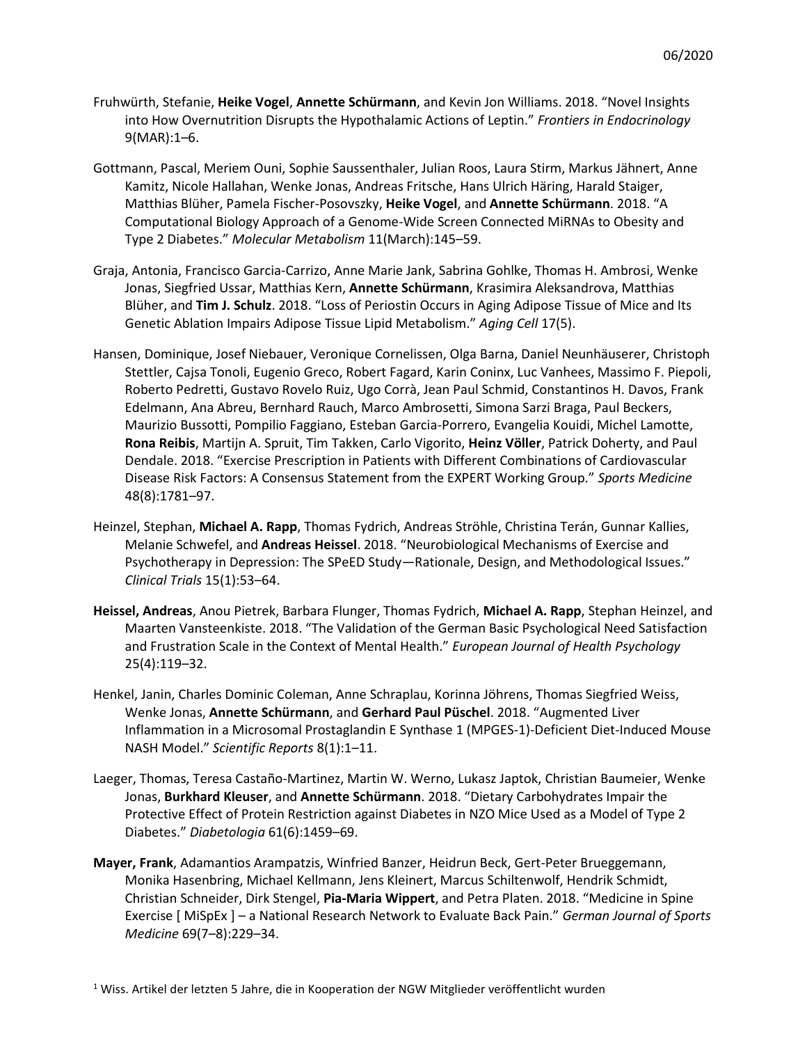Fruhwürth, Stefanie, **Heike Vogel**, **Annette Schürmann**, and Kevin Jon Williams. 2018. "Novel Insights into How Overnutrition Disrupts the Hypothalamic Actions of Leptin." *Frontiers in Endocrinology* 9(MAR):1–6.

Gottmann, Pascal, Meriem Ouni, Sophie Saussenthaler, Julian Roos, Laura Stirm, Markus Jähnert, Anne Kamitz, Nicole Hallahan, Wenke Jonas, Andreas Fritsche, Hans Ulrich Häring, Harald Staiger, Matthias Blüher, Pamela Fischer-Posovszky, **Heike Vogel**, and **Annette Schürmann**. 2018. "A Computational Biology Approach of a Genome-Wide Screen Connected MiRNAs to Obesity and Type 2 Diabetes." *Molecular Metabolism* 11(March):145–59.

Graja, Antonia, Francisco Garcia-Carrizo, Anne Marie Jank, Sabrina Gohlke, Thomas H. Ambrosi, Wenke Jonas, Siegfried Ussar, Matthias Kern, **Annette Schürmann**, Krasimira Aleksandrova, Matthias Blüher, and **Tim J. Schulz**. 2018. "Loss of Periostin Occurs in Aging Adipose Tissue of Mice and Its Genetic Ablation Impairs Adipose Tissue Lipid Metabolism." *Aging Cell* 17(5).

Hansen, Dominique, Josef Niebauer, Veronique Cornelissen, Olga Barna, Daniel Neunhäuserer, Christoph Stettler, Cajsa Tonoli, Eugenio Greco, Robert Fagard, Karin Coninx, Luc Vanhees, Massimo F. Piepoli, Roberto Pedretti, Gustavo Rovelo Ruiz, Ugo Corrà, Jean Paul Schmid, Constantinos H. Davos, Frank Edelmann, Ana Abreu, Bernhard Rauch, Marco Ambrosetti, Simona Sarzi Braga, Paul Beckers, Maurizio Bussotti, Pompilio Faggiano, Esteban Garcia-Porrero, Evangelia Kouidi, Michel Lamotte, **Rona Reibis**, Martijn A. Spruit, Tim Takken, Carlo Vigorito, **Heinz Völler**, Patrick Doherty, and Paul Dendale. 2018. "Exercise Prescription in Patients with Different Combinations of Cardiovascular Disease Risk Factors: A Consensus Statement from the EXPERT Working Group." *Sports Medicine* 48(8):1781–97.

Heinzel, Stephan, **Michael A. Rapp**, Thomas Fydrich, Andreas Ströhle, Christina Terán, Gunnar Kallies, Melanie Schwefel, and **Andreas Heissel**. 2018. "Neurobiological Mechanisms of Exercise and Psychotherapy in Depression: The SPeED Study—Rationale, Design, and Methodological Issues." *Clinical Trials* 15(1):53–64.

**Heissel, Andreas**, Anou Pietrek, Barbara Flunger, Thomas Fydrich, **Michael A. Rapp**, Stephan Heinzel, and Maarten Vansteenkiste. 2018. "The Validation of the German Basic Psychological Need Satisfaction and Frustration Scale in the Context of Mental Health." *European Journal of Health Psychology* 25(4):119–32.

Henkel, Janin, Charles Dominic Coleman, Anne Schraplau, Korinna Jöhrens, Thomas Siegfried Weiss, Wenke Jonas, **Annette Schürmann**, and **Gerhard Paul Püschel**. 2018. "Augmented Liver Inflammation in a Microsomal Prostaglandin E Synthase 1 (MPGES-1)-Deficient Diet-Induced Mouse NASH Model." *Scientific Reports* 8(1):1–11.

Laeger, Thomas, Teresa Castaño-Martinez, Martin W. Werno, Lukasz Japtok, Christian Baumeier, Wenke Jonas, **Burkhard Kleuser**, and **Annette Schürmann**. 2018. "Dietary Carbohydrates Impair the Protective Effect of Protein Restriction against Diabetes in NZO Mice Used as a Model of Type 2 Diabetes." *Diabetologia* 61(6):1459–69.

**Mayer, Frank**, Adamantios Arampatzis, Winfried Banzer, Heidrun Beck, Gert-Peter Brueggemann, Monika Hasenbring, Michael Kellmann, Jens Kleinert, Marcus Schiltenwolf, Hendrik Schmidt, Christian Schneider, Dirk Stengel, **Pia-Maria Wippert**, and Petra Platen. 2018. "Medicine in Spine Exercise [ MiSpEx ] – a National Research Network to Evaluate Back Pain." *German Journal of Sports Medicine* 69(7–8):229–34.

[1] Wiss. Artikel der letzten 5 Jahre, die in Kooperation der NGW Mitglieder veröffentlicht wurden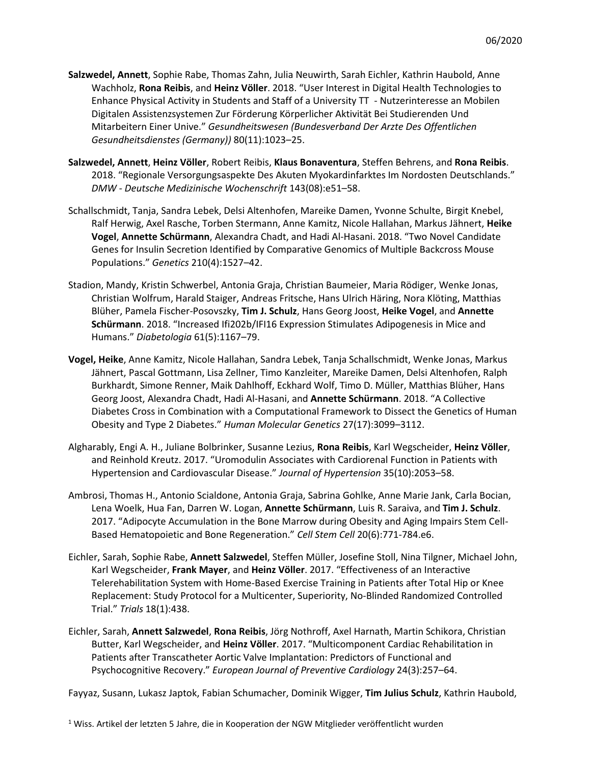**Salzwedel, Annett**, Sophie Rabe, Thomas Zahn, Julia Neuwirth, Sarah Eichler, Kathrin Haubold, Anne Wachholz, **Rona Reibis**, and **Heinz Völler**. 2018. “User Interest in Digital Health Technologies to Enhance Physical Activity in Students and Staff of a University TT - Nutzerinteresse an Mobilen Digitalen Assistenzsystemen Zur Förderung Körperlicher Aktivität Bei Studierenden Und Mitarbeitern Einer Unive.” *Gesundheitswesen (Bundesverband Der Arzte Des Offentlichen Gesundheitsdienstes (Germany))* 80(11):1023–25.

**Salzwedel, Annett**, **Heinz Völler**, Robert Reibis, **Klaus Bonaventura**, Steffen Behrens, and **Rona Reibis**. 2018. “Regionale Versorgungsaspekte Des Akuten Myokardinfarktes Im Nordosten Deutschlands.” *DMW - Deutsche Medizinische Wochenschrift* 143(08):e51–58.

Schallschmidt, Tanja, Sandra Lebek, Delsi Altenhofen, Mareike Damen, Yvonne Schulte, Birgit Knebel, Ralf Herwig, Axel Rasche, Torben Stermann, Anne Kamitz, Nicole Hallahan, Markus Jähnert, **Heike Vogel**, **Annette Schürmann**, Alexandra Chadt, and Hadi Al-Hasani. 2018. “Two Novel Candidate Genes for Insulin Secretion Identified by Comparative Genomics of Multiple Backcross Mouse Populations.” *Genetics* 210(4):1527–42.

Stadion, Mandy, Kristin Schwerbel, Antonia Graja, Christian Baumeier, Maria Rödiger, Wenke Jonas, Christian Wolfrum, Harald Staiger, Andreas Fritsche, Hans Ulrich Häring, Nora Klöting, Matthias Blüher, Pamela Fischer-Posovszky, **Tim J. Schulz**, Hans Georg Joost, **Heike Vogel**, and **Annette Schürmann**. 2018. “Increased Ifi202b/IFI16 Expression Stimulates Adipogenesis in Mice and Humans.” *Diabetologia* 61(5):1167–79.

**Vogel, Heike**, Anne Kamitz, Nicole Hallahan, Sandra Lebek, Tanja Schallschmidt, Wenke Jonas, Markus Jähnert, Pascal Gottmann, Lisa Zellner, Timo Kanzleiter, Mareike Damen, Delsi Altenhofen, Ralph Burkhardt, Simone Renner, Maik Dahlhoff, Eckhard Wolf, Timo D. Müller, Matthias Blüher, Hans Georg Joost, Alexandra Chadt, Hadi Al-Hasani, and **Annette Schürmann**. 2018. “A Collective Diabetes Cross in Combination with a Computational Framework to Dissect the Genetics of Human Obesity and Type 2 Diabetes.” *Human Molecular Genetics* 27(17):3099–3112.

Algharably, Engi A. H., Juliane Bolbrinker, Susanne Lezius, **Rona Reibis**, Karl Wegscheider, **Heinz Völler**, and Reinhold Kreutz. 2017. “Uromodulin Associates with Cardiorenal Function in Patients with Hypertension and Cardiovascular Disease.” *Journal of Hypertension* 35(10):2053–58.

Ambrosi, Thomas H., Antonio Scialdone, Antonia Graja, Sabrina Gohlke, Anne Marie Jank, Carla Bocian, Lena Woelk, Hua Fan, Darren W. Logan, **Annette Schürmann**, Luis R. Saraiva, and **Tim J. Schulz**. 2017. “Adipocyte Accumulation in the Bone Marrow during Obesity and Aging Impairs Stem Cell-Based Hematopoietic and Bone Regeneration.” *Cell Stem Cell* 20(6):771-784.e6.

Eichler, Sarah, Sophie Rabe, **Annett Salzwedel**, Steffen Müller, Josefine Stoll, Nina Tilgner, Michael John, Karl Wegscheider, **Frank Mayer**, and **Heinz Völler**. 2017. “Effectiveness of an Interactive Telerehabilitation System with Home-Based Exercise Training in Patients after Total Hip or Knee Replacement: Study Protocol for a Multicenter, Superiority, No-Blinded Randomized Controlled Trial.” *Trials* 18(1):438.

Eichler, Sarah, **Annett Salzwedel**, **Rona Reibis**, Jörg Nothroff, Axel Harnath, Martin Schikora, Christian Butter, Karl Wegscheider, and **Heinz Völler**. 2017. “Multicomponent Cardiac Rehabilitation in Patients after Transcatheter Aortic Valve Implantation: Predictors of Functional and Psychocognitive Recovery.” *European Journal of Preventive Cardiology* 24(3):257–64.

Fayyaz, Susann, Lukasz Japtok, Fabian Schumacher, Dominik Wigger, **Tim Julius Schulz**, Kathrin Haubold,

[1] Wiss. Artikel der letzten 5 Jahre, die in Kooperation der NGW Mitglieder veröffentlicht wurden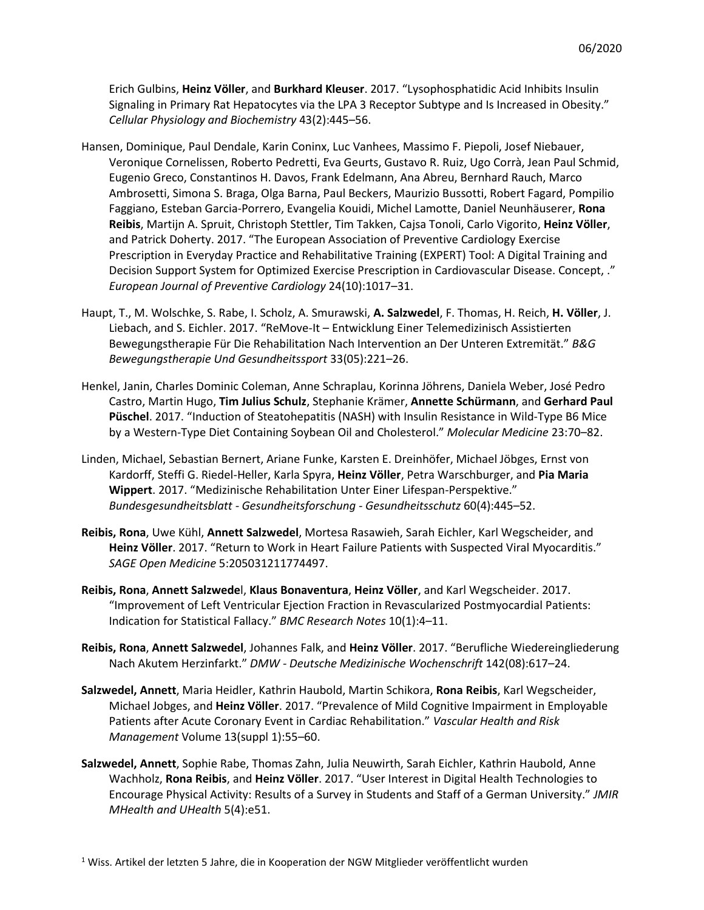Erich Gulbins, **Heinz Völler**, and **Burkhard Kleuser**. 2017. "Lysophosphatidic Acid Inhibits Insulin Signaling in Primary Rat Hepatocytes via the LPA 3 Receptor Subtype and Is Increased in Obesity." *Cellular Physiology and Biochemistry* 43(2):445–56.

Hansen, Dominique, Paul Dendale, Karin Coninx, Luc Vanhees, Massimo F. Piepoli, Josef Niebauer, Veronique Cornelissen, Roberto Pedretti, Eva Geurts, Gustavo R. Ruiz, Ugo Corrà, Jean Paul Schmid, Eugenio Greco, Constantinos H. Davos, Frank Edelmann, Ana Abreu, Bernhard Rauch, Marco Ambrosetti, Simona S. Braga, Olga Barna, Paul Beckers, Maurizio Bussotti, Robert Fagard, Pompilio Faggiano, Esteban Garcia-Porrero, Evangelia Kouidi, Michel Lamotte, Daniel Neunhäuserer, **Rona Reibis**, Martijn A. Spruit, Christoph Stettler, Tim Takken, Cajsa Tonoli, Carlo Vigorito, **Heinz Völler**, and Patrick Doherty. 2017. "The European Association of Preventive Cardiology Exercise Prescription in Everyday Practice and Rehabilitative Training (EXPERT) Tool: A Digital Training and Decision Support System for Optimized Exercise Prescription in Cardiovascular Disease. Concept, ." *European Journal of Preventive Cardiology* 24(10):1017–31.

Haupt, T., M. Wolschke, S. Rabe, I. Scholz, A. Smurawski, **A. Salzwedel**, F. Thomas, H. Reich, **H. Völler**, J. Liebach, and S. Eichler. 2017. "ReMove-It – Entwicklung Einer Telemedizinisch Assistierten Bewegungstherapie Für Die Rehabilitation Nach Intervention an Der Unteren Extremität." *B&G Bewegungstherapie Und Gesundheitssport* 33(05):221–26.

Henkel, Janin, Charles Dominic Coleman, Anne Schraplau, Korinna Jöhrens, Daniela Weber, José Pedro Castro, Martin Hugo, **Tim Julius Schulz**, Stephanie Krämer, **Annette Schürmann**, and **Gerhard Paul Püschel**. 2017. "Induction of Steatohepatitis (NASH) with Insulin Resistance in Wild-Type B6 Mice by a Western-Type Diet Containing Soybean Oil and Cholesterol." *Molecular Medicine* 23:70–82.

Linden, Michael, Sebastian Bernert, Ariane Funke, Karsten E. Dreinhöfer, Michael Jöbges, Ernst von Kardorff, Steffi G. Riedel-Heller, Karla Spyra, **Heinz Völler**, Petra Warschburger, and **Pia Maria Wippert**. 2017. "Medizinische Rehabilitation Unter Einer Lifespan-Perspektive." *Bundesgesundheitsblatt - Gesundheitsforschung - Gesundheitsschutz* 60(4):445–52.

**Reibis, Rona**, Uwe Kühl, **Annett Salzwedel**, Mortesa Rasawieh, Sarah Eichler, Karl Wegscheider, and **Heinz Völler**. 2017. "Return to Work in Heart Failure Patients with Suspected Viral Myocarditis." *SAGE Open Medicine* 5:205031211774497.

**Reibis, Rona**, **Annett Salzwedel**, **Klaus Bonaventura**, **Heinz Völler**, and Karl Wegscheider. 2017. "Improvement of Left Ventricular Ejection Fraction in Revascularized Postmyocardial Patients: Indication for Statistical Fallacy." *BMC Research Notes* 10(1):4–11.

**Reibis, Rona**, **Annett Salzwedel**, Johannes Falk, and **Heinz Völler**. 2017. "Berufliche Wiedereingliederung Nach Akutem Herzinfarkt." *DMW - Deutsche Medizinische Wochenschrift* 142(08):617–24.

**Salzwedel, Annett**, Maria Heidler, Kathrin Haubold, Martin Schikora, **Rona Reibis**, Karl Wegscheider, Michael Jobges, and **Heinz Völler**. 2017. "Prevalence of Mild Cognitive Impairment in Employable Patients after Acute Coronary Event in Cardiac Rehabilitation." *Vascular Health and Risk Management* Volume 13(suppl 1):55–60.

**Salzwedel, Annett**, Sophie Rabe, Thomas Zahn, Julia Neuwirth, Sarah Eichler, Kathrin Haubold, Anne Wachholz, **Rona Reibis**, and **Heinz Völler**. 2017. "User Interest in Digital Health Technologies to Encourage Physical Activity: Results of a Survey in Students and Staff of a German University." *JMIR MHealth and UHealth* 5(4):e51.

[1] Wiss. Artikel der letzten 5 Jahre, die in Kooperation der NGW Mitglieder veröffentlicht wurden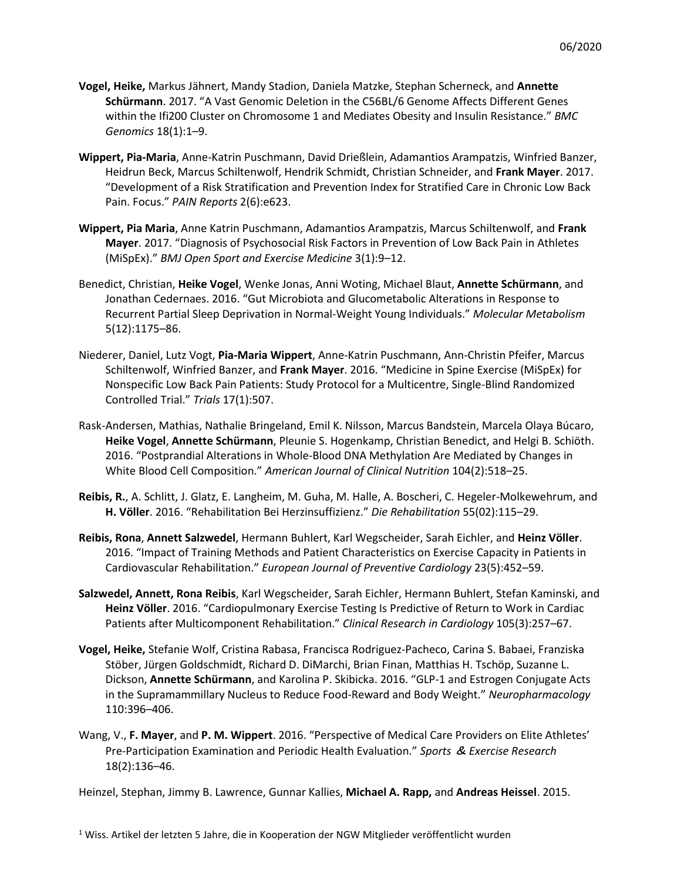**Vogel, Heike,** Markus Jähnert, Mandy Stadion, Daniela Matzke, Stephan Scherneck, and **Annette Schürmann**. 2017. "A Vast Genomic Deletion in the C56BL/6 Genome Affects Different Genes within the Ifi200 Cluster on Chromosome 1 and Mediates Obesity and Insulin Resistance." *BMC Genomics* 18(1):1–9.

**Wippert, Pia-Maria**, Anne-Katrin Puschmann, David Drießlein, Adamantios Arampatzis, Winfried Banzer, Heidrun Beck, Marcus Schiltenwolf, Hendrik Schmidt, Christian Schneider, and **Frank Mayer**. 2017. "Development of a Risk Stratification and Prevention Index for Stratified Care in Chronic Low Back Pain. Focus." *PAIN Reports* 2(6):e623.

**Wippert, Pia Maria**, Anne Katrin Puschmann, Adamantios Arampatzis, Marcus Schiltenwolf, and **Frank Mayer**. 2017. "Diagnosis of Psychosocial Risk Factors in Prevention of Low Back Pain in Athletes (MiSpEx)." *BMJ Open Sport and Exercise Medicine* 3(1):9–12.

Benedict, Christian, **Heike Vogel**, Wenke Jonas, Anni Woting, Michael Blaut, **Annette Schürmann**, and Jonathan Cedernaes. 2016. "Gut Microbiota and Glucometabolic Alterations in Response to Recurrent Partial Sleep Deprivation in Normal-Weight Young Individuals." *Molecular Metabolism* 5(12):1175–86.

Niederer, Daniel, Lutz Vogt, **Pia-Maria Wippert**, Anne-Katrin Puschmann, Ann-Christin Pfeifer, Marcus Schiltenwolf, Winfried Banzer, and **Frank Mayer**. 2016. "Medicine in Spine Exercise (MiSpEx) for Nonspecific Low Back Pain Patients: Study Protocol for a Multicentre, Single-Blind Randomized Controlled Trial." *Trials* 17(1):507.

Rask-Andersen, Mathias, Nathalie Bringeland, Emil K. Nilsson, Marcus Bandstein, Marcela Olaya Búcaro, **Heike Vogel**, **Annette Schürmann**, Pleunie S. Hogenkamp, Christian Benedict, and Helgi B. Schiöth. 2016. "Postprandial Alterations in Whole-Blood DNA Methylation Are Mediated by Changes in White Blood Cell Composition." *American Journal of Clinical Nutrition* 104(2):518–25.

**Reibis, R.**, A. Schlitt, J. Glatz, E. Langheim, M. Guha, M. Halle, A. Boscheri, C. Hegeler-Molkewehrum, and **H. Völler**. 2016. "Rehabilitation Bei Herzinsuffizienz." *Die Rehabilitation* 55(02):115–29.

**Reibis, Rona**, **Annett Salzwedel**, Hermann Buhlert, Karl Wegscheider, Sarah Eichler, and **Heinz Völler**. 2016. "Impact of Training Methods and Patient Characteristics on Exercise Capacity in Patients in Cardiovascular Rehabilitation." *European Journal of Preventive Cardiology* 23(5):452–59.

**Salzwedel, Annett, Rona Reibis**, Karl Wegscheider, Sarah Eichler, Hermann Buhlert, Stefan Kaminski, and **Heinz Völler**. 2016. "Cardiopulmonary Exercise Testing Is Predictive of Return to Work in Cardiac Patients after Multicomponent Rehabilitation." *Clinical Research in Cardiology* 105(3):257–67.

**Vogel, Heike,** Stefanie Wolf, Cristina Rabasa, Francisca Rodriguez-Pacheco, Carina S. Babaei, Franziska Stöber, Jürgen Goldschmidt, Richard D. DiMarchi, Brian Finan, Matthias H. Tschöp, Suzanne L. Dickson, **Annette Schürmann**, and Karolina P. Skibicka. 2016. "GLP-1 and Estrogen Conjugate Acts in the Supramammillary Nucleus to Reduce Food-Reward and Body Weight." *Neuropharmacology* 110:396–406.

Wang, V., **F. Mayer**, and **P. M. Wippert**. 2016. "Perspective of Medical Care Providers on Elite Athletes' Pre-Participation Examination and Periodic Health Evaluation." *Sports ＆ Exercise Research* 18(2):136–46.

Heinzel, Stephan, Jimmy B. Lawrence, Gunnar Kallies, **Michael A. Rapp,** and **Andreas Heissel**. 2015.

[1] Wiss. Artikel der letzten 5 Jahre, die in Kooperation der NGW Mitglieder veröffentlicht wurden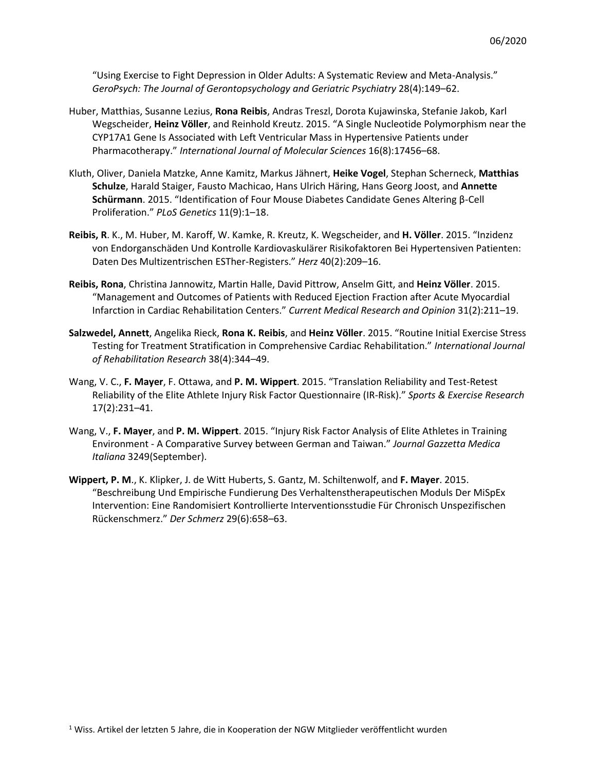"Using Exercise to Fight Depression in Older Adults: A Systematic Review and Meta-Analysis." *GeroPsych: The Journal of Gerontopsychology and Geriatric Psychiatry* 28(4):149–62.

Huber, Matthias, Susanne Lezius, **Rona Reibis**, Andras Treszl, Dorota Kujawinska, Stefanie Jakob, Karl Wegscheider, **Heinz Völler**, and Reinhold Kreutz. 2015. "A Single Nucleotide Polymorphism near the CYP17A1 Gene Is Associated with Left Ventricular Mass in Hypertensive Patients under Pharmacotherapy." *International Journal of Molecular Sciences* 16(8):17456–68.

Kluth, Oliver, Daniela Matzke, Anne Kamitz, Markus Jähnert, **Heike Vogel**, Stephan Scherneck, **Matthias Schulze**, Harald Staiger, Fausto Machicao, Hans Ulrich Häring, Hans Georg Joost, and **Annette Schürmann**. 2015. "Identification of Four Mouse Diabetes Candidate Genes Altering β-Cell Proliferation." *PLoS Genetics* 11(9):1–18.

**Reibis, R**. K., M. Huber, M. Karoff, W. Kamke, R. Kreutz, K. Wegscheider, and **H. Völler**. 2015. "Inzidenz von Endorganschäden Und Kontrolle Kardiovaskulärer Risikofaktoren Bei Hypertensiven Patienten: Daten Des Multizentrischen ESTher-Registers." *Herz* 40(2):209–16.

**Reibis, Rona**, Christina Jannowitz, Martin Halle, David Pittrow, Anselm Gitt, and **Heinz Völler**. 2015. "Management and Outcomes of Patients with Reduced Ejection Fraction after Acute Myocardial Infarction in Cardiac Rehabilitation Centers." *Current Medical Research and Opinion* 31(2):211–19.

**Salzwedel, Annett**, Angelika Rieck, **Rona K. Reibis**, and **Heinz Völler**. 2015. "Routine Initial Exercise Stress Testing for Treatment Stratification in Comprehensive Cardiac Rehabilitation." *International Journal of Rehabilitation Research* 38(4):344–49.

Wang, V. C., **F. Mayer**, F. Ottawa, and **P. M. Wippert**. 2015. "Translation Reliability and Test-Retest Reliability of the Elite Athlete Injury Risk Factor Questionnaire (IR-Risk)." *Sports & Exercise Research* 17(2):231–41.

Wang, V., **F. Mayer**, and **P. M. Wippert**. 2015. "Injury Risk Factor Analysis of Elite Athletes in Training Environment - A Comparative Survey between German and Taiwan." *Journal Gazzetta Medica Italiana* 3249(September).

**Wippert, P. M**., K. Klipker, J. de Witt Huberts, S. Gantz, M. Schiltenwolf, and **F. Mayer**. 2015. "Beschreibung Und Empirische Fundierung Des Verhaltenstherapeutischen Moduls Der MiSpEx Intervention: Eine Randomisiert Kontrollierte Interventionsstudie Für Chronisch Unspezifischen Rückenschmerz." *Der Schmerz* 29(6):658–63.

[1] Wiss. Artikel der letzten 5 Jahre, die in Kooperation der NGW Mitglieder veröffentlicht wurden